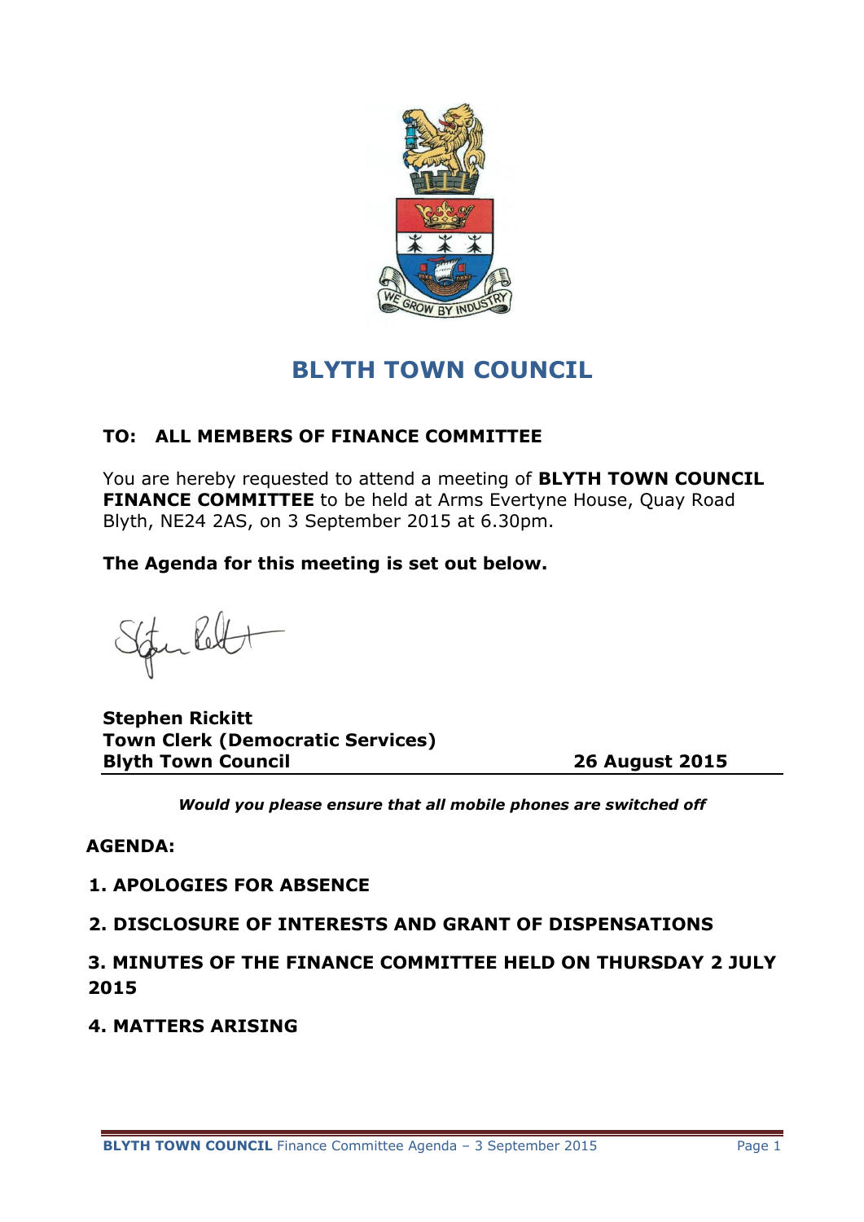# BLYTH TOWN COUNCIL

**TO: ALL MEMBERS OF FINANCE COMMITTEE**

You are hereby requested to attend a meeting of **BLYTH TOWN COUNCIL FINANCE COMMITTEE** to be held at Arms Evertyne House, Quay Road Blyth, NE24 2AS, on 3 September 2015 at 6.30pm.

**The Agenda for this meeting is set out below.**

**Stephen Rickitt**
**Town Clerk (Democratic Services)**
**Blyth Town Council** **26 August 2015**

***Would you please ensure that all mobile phones are switched off***

**AGENDA:**

**1. APOLOGIES FOR ABSENCE**

**2. DISCLOSURE OF INTERESTS AND GRANT OF DISPENSATIONS**

**3. MINUTES OF THE FINANCE COMMITTEE HELD ON THURSDAY 2 JULY 2015**

**4. MATTERS ARISING**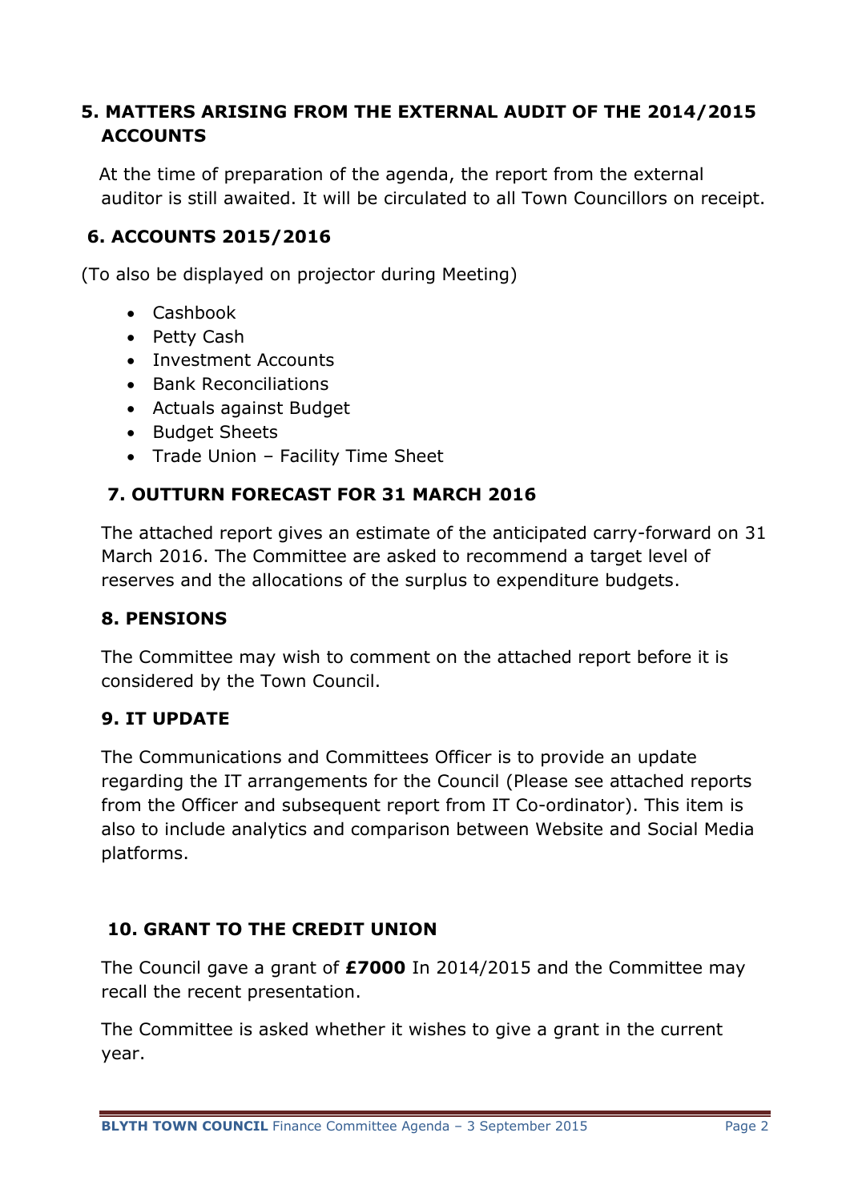## 5. MATTERS ARISING FROM THE EXTERNAL AUDIT OF THE 2014/2015 ACCOUNTS

At the time of preparation of the agenda, the report from the external auditor is still awaited. It will be circulated to all Town Councillors on receipt.

## 6. ACCOUNTS 2015/2016

(To also be displayed on projector during Meeting)

- Cashbook
- Petty Cash
- Investment Accounts
- Bank Reconciliations
- Actuals against Budget
- Budget Sheets
- Trade Union – Facility Time Sheet

## 7. OUTTURN FORECAST FOR 31 MARCH 2016

The attached report gives an estimate of the anticipated carry-forward on 31 March 2016. The Committee are asked to recommend a target level of reserves and the allocations of the surplus to expenditure budgets.

## 8. PENSIONS

The Committee may wish to comment on the attached report before it is considered by the Town Council.

## 9. IT UPDATE

The Communications and Committees Officer is to provide an update regarding the IT arrangements for the Council (Please see attached reports from the Officer and subsequent report from IT Co-ordinator). This item is also to include analytics and comparison between Website and Social Media platforms.

## 10. GRANT TO THE CREDIT UNION

The Council gave a grant of **£7000** In 2014/2015 and the Committee may recall the recent presentation.

The Committee is asked whether it wishes to give a grant in the current year.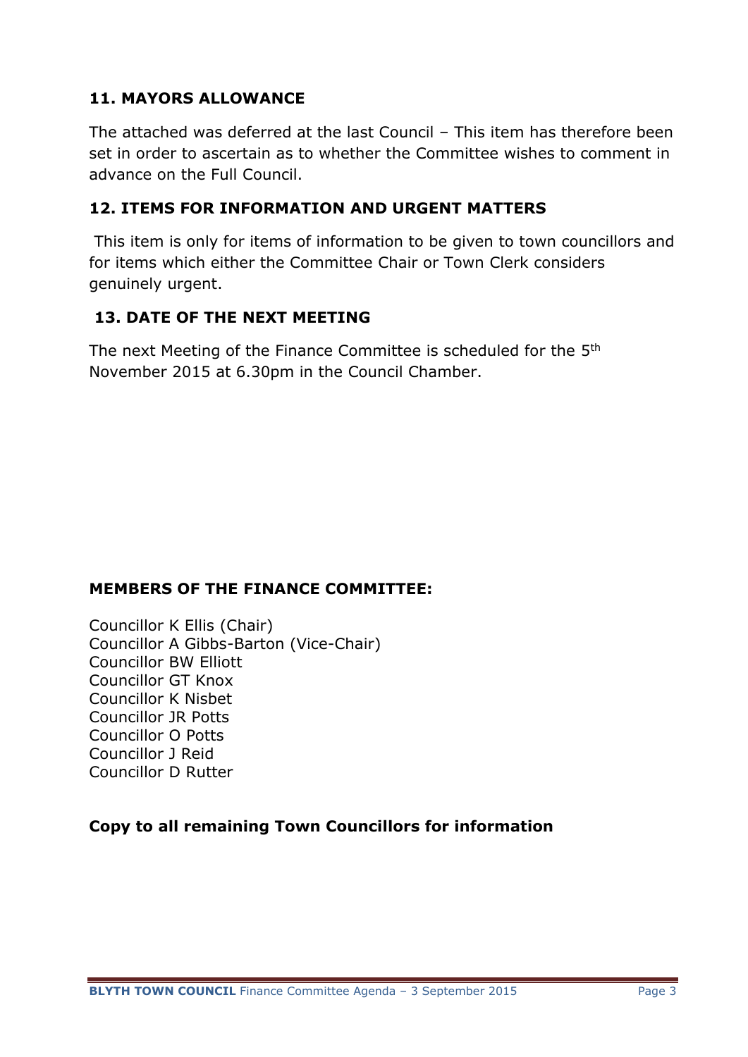## 11. MAYORS ALLOWANCE

The attached was deferred at the last Council – This item has therefore been set in order to ascertain as to whether the Committee wishes to comment in advance on the Full Council.

## 12. ITEMS FOR INFORMATION AND URGENT MATTERS

This item is only for items of information to be given to town councillors and for items which either the Committee Chair or Town Clerk considers genuinely urgent.

## 13. DATE OF THE NEXT MEETING

The next Meeting of the Finance Committee is scheduled for the 5th November 2015 at 6.30pm in the Council Chamber.

**MEMBERS OF THE FINANCE COMMITTEE:**

Councillor K Ellis (Chair)
Councillor A Gibbs-Barton (Vice-Chair)
Councillor BW Elliott
Councillor GT Knox
Councillor K Nisbet
Councillor JR Potts
Councillor O Potts
Councillor J Reid
Councillor D Rutter

**Copy to all remaining Town Councillors for information**